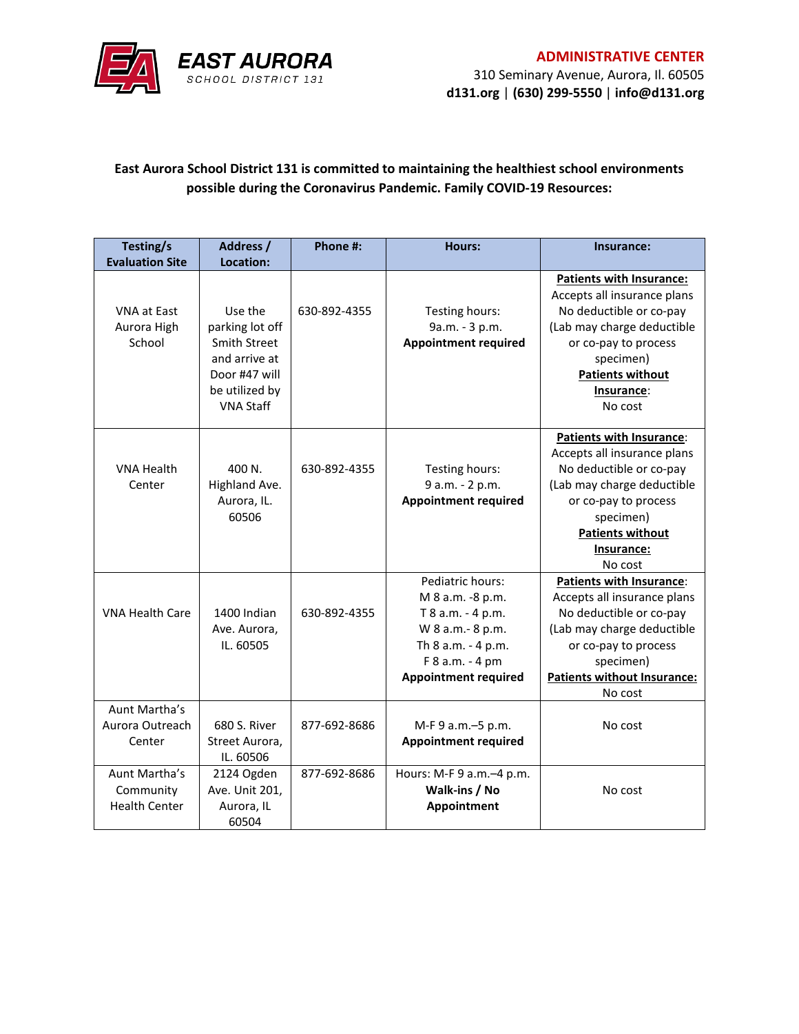**EAST AURORA** SCHOOL DISTRICT 131

**ADMINISTRATIVE CENTER**
310 Seminary Avenue, Aurora, Il. 60505
**d131.org** | **(630) 299-5550** | **info@d131.org**

**East Aurora School District 131 is committed to maintaining the healthiest school environments possible during the Coronavirus Pandemic. Family COVID-19 Resources:**

| Testing/s Evaluation Site | Address / Location: | Phone #: | Hours: | Insurance: |
|---|---|---|---|---|
| VNA at East Aurora High School | Use the parking lot off Smith Street and arrive at Door #47 will be utilized by VNA Staff | 630-892-4355 | Testing hours: 9a.m. - 3 p.m. **Appointment required** | **Patients with Insurance:** Accepts all insurance plans No deductible or co-pay (Lab may charge deductible or co-pay to process specimen) **Patients without Insurance**: No cost |
| VNA Health Center | 400 N. Highland Ave. Aurora, IL. 60506 | 630-892-4355 | Testing hours: 9 a.m. - 2 p.m. **Appointment required** | **Patients with Insurance**: Accepts all insurance plans No deductible or co-pay (Lab may charge deductible or co-pay to process specimen) **Patients without Insurance:** No cost |
| VNA Health Care | 1400 Indian Ave. Aurora, IL. 60505 | 630-892-4355 | Pediatric hours: M 8 a.m. -8 p.m. T 8 a.m. - 4 p.m. W 8 a.m.- 8 p.m. Th 8 a.m. - 4 p.m. F 8 a.m. - 4 pm **Appointment required** | **Patients with Insurance**: Accepts all insurance plans No deductible or co-pay (Lab may charge deductible or co-pay to process specimen) **Patients without Insurance:** No cost |
| Aunt Martha's Aurora Outreach Center | 680 S. River Street Aurora, IL. 60506 | 877-692-8686 | M-F 9 a.m.–5 p.m. **Appointment required** | No cost |
| Aunt Martha's Community Health Center | 2124 Ogden Ave. Unit 201, Aurora, IL 60504 | 877-692-8686 | Hours: M-F 9 a.m.–4 p.m. **Walk-ins / No Appointment** | No cost |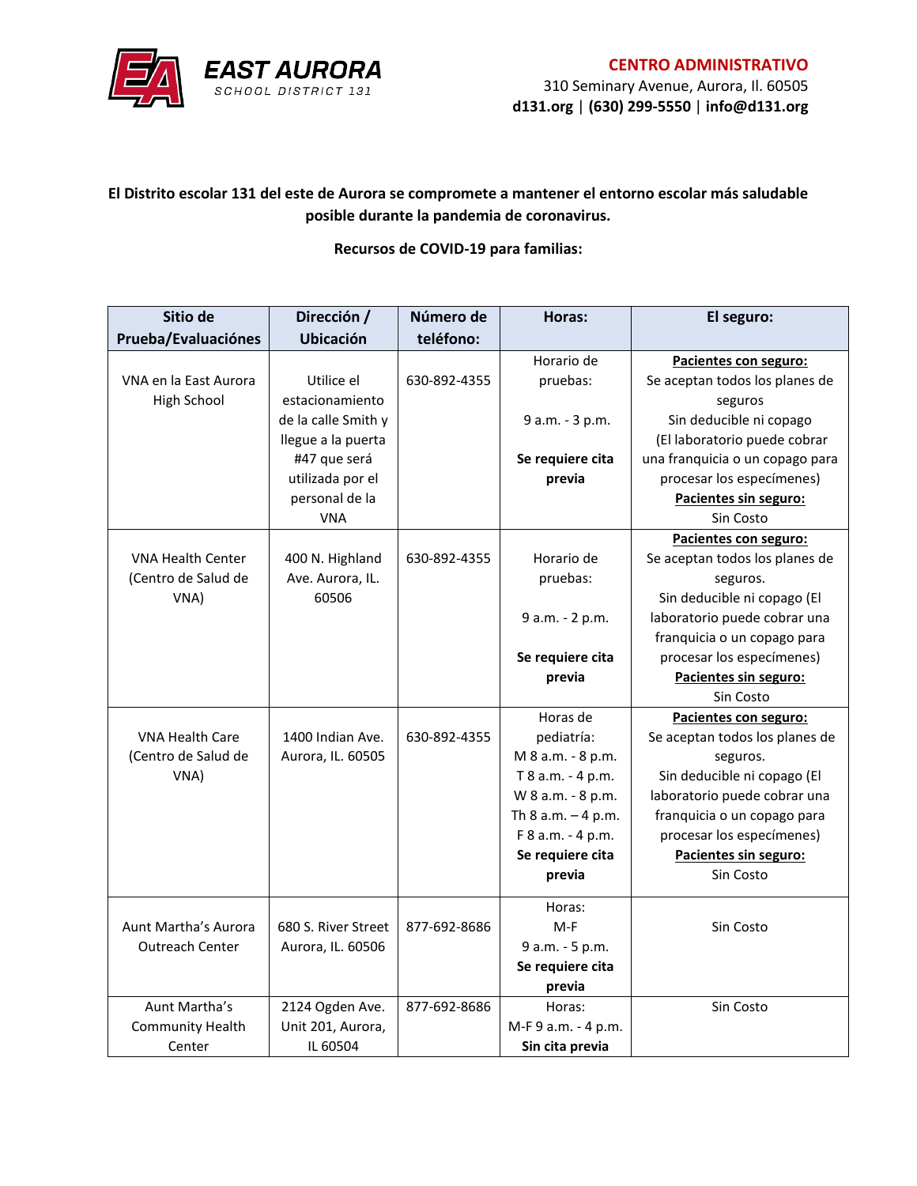**EAST AURORA**
SCHOOL DISTRICT 131

**CENTRO ADMINISTRATIVO**
310 Seminary Avenue, Aurora, Il. 60505
**d131.org** | **(630) 299-5550** | **info@d131.org**

**El Distrito escolar 131 del este de Aurora se compromete a mantener el entorno escolar más saludable posible durante la pandemia de coronavirus.**

**Recursos de COVID-19 para familias:**

| Sitio de Prueba/Evaluaciónes | Dirección / Ubicación | Número de teléfono: | Horas: | El seguro: |
|---|---|---|---|---|
| VNA en la East Aurora High School | Utilice el estacionamiento de la calle Smith y llegue a la puerta #47 que será utilizada por el personal de la VNA | 630-892-4355 | Horario de pruebas:<br><br>9 a.m. - 3 p.m.<br><br>**Se requiere cita previa** | **Pacientes con seguro:**<br>Se aceptan todos los planes de seguros<br>Sin deducible ni copago<br>(El laboratorio puede cobrar una franquicia o un copago para procesar los especímenes)<br>**Pacientes sin seguro:**<br>Sin Costo |
| VNA Health Center (Centro de Salud de VNA) | 400 N. Highland Ave. Aurora, IL. 60506 | 630-892-4355 | Horario de pruebas:<br><br>9 a.m. - 2 p.m.<br><br>**Se requiere cita previa** | **Pacientes con seguro:**<br>Se aceptan todos los planes de seguros.<br>Sin deducible ni copago (El laboratorio puede cobrar una franquicia o un copago para procesar los especímenes)<br>**Pacientes sin seguro:**<br>Sin Costo |
| VNA Health Care (Centro de Salud de VNA) | 1400 Indian Ave. Aurora, IL. 60505 | 630-892-4355 | Horas de pediatría:<br>M 8 a.m. - 8 p.m.<br>T 8 a.m. - 4 p.m.<br>W 8 a.m. - 8 p.m.<br>Th 8 a.m. – 4 p.m.<br>F 8 a.m. - 4 p.m.<br>**Se requiere cita previa** | **Pacientes con seguro:**<br>Se aceptan todos los planes de seguros.<br>Sin deducible ni copago (El laboratorio puede cobrar una franquicia o un copago para procesar los especímenes)<br>**Pacientes sin seguro:**<br>Sin Costo |
| Aunt Martha's Aurora Outreach Center | 680 S. River Street Aurora, IL. 60506 | 877-692-8686 | Horas:<br>M-F<br>9 a.m. - 5 p.m.<br>**Se requiere cita previa** | Sin Costo |
| Aunt Martha's Community Health Center | 2124 Ogden Ave. Unit 201, Aurora, IL 60504 | 877-692-8686 | Horas:<br>M-F 9 a.m. - 4 p.m.<br>**Sin cita previa** | Sin Costo |